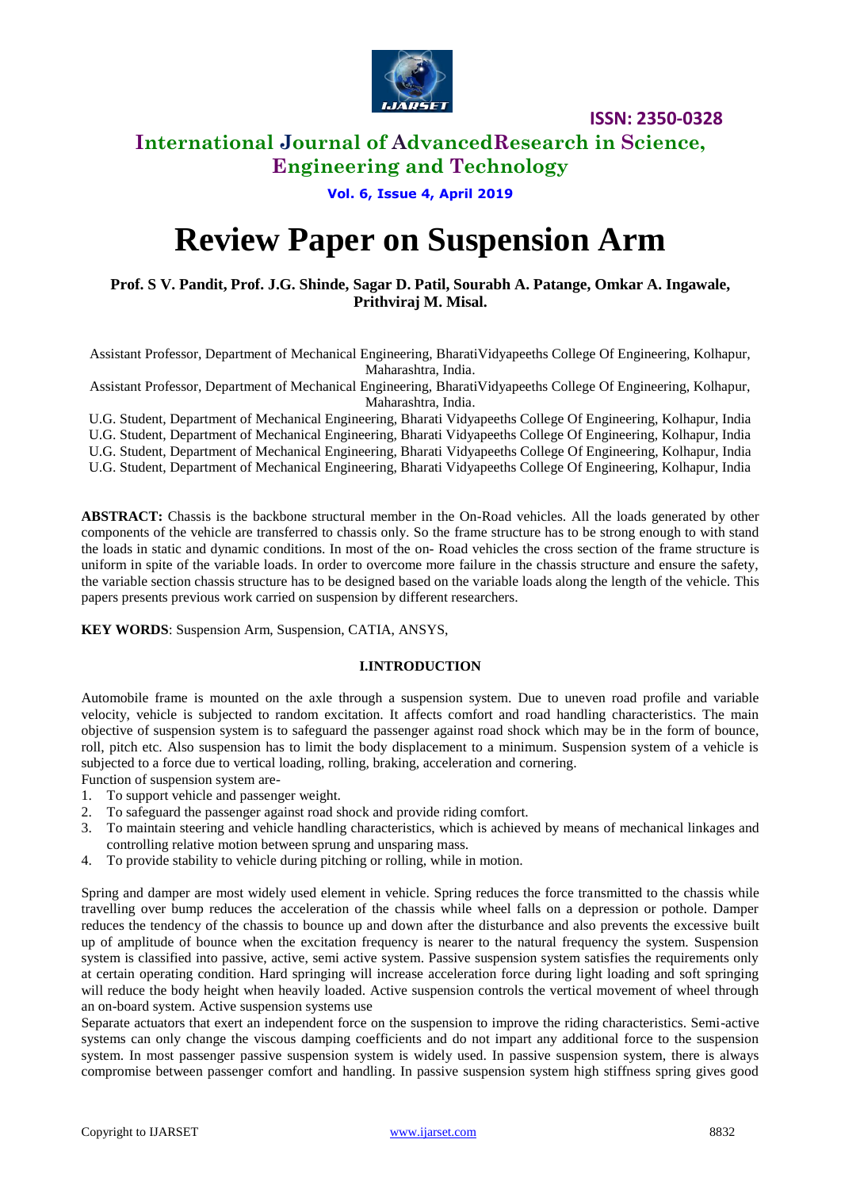# Review Paper on Suspension Arm

**Prof. S V. Pandit, Prof. J.G. Shinde, Sagar D. Patil, Sourabh A. Patange, Omkar A. Ingawale, Prithviraj M. Misal.**

Assistant Professor, Department of Mechanical Engineering, BharatiVidyapeeths College Of Engineering, Kolhapur, Maharashtra, India.

Assistant Professor, Department of Mechanical Engineering, BharatiVidyapeeths College Of Engineering, Kolhapur, Maharashtra, India.

U.G. Student, Department of Mechanical Engineering, Bharati Vidyapeeths College Of Engineering, Kolhapur, India

U.G. Student, Department of Mechanical Engineering, Bharati Vidyapeeths College Of Engineering, Kolhapur, India

U.G. Student, Department of Mechanical Engineering, Bharati Vidyapeeths College Of Engineering, Kolhapur, India

U.G. Student, Department of Mechanical Engineering, Bharati Vidyapeeths College Of Engineering, Kolhapur, India

**ABSTRACT:** Chassis is the backbone structural member in the On-Road vehicles. All the loads generated by other components of the vehicle are transferred to chassis only. So the frame structure has to be strong enough to with stand the loads in static and dynamic conditions. In most of the on- Road vehicles the cross section of the frame structure is uniform in spite of the variable loads. In order to overcome more failure in the chassis structure and ensure the safety, the variable section chassis structure has to be designed based on the variable loads along the length of the vehicle. This papers presents previous work carried on suspension by different researchers.

**KEY WORDS**: Suspension Arm, Suspension, CATIA, ANSYS,

## I.INTRODUCTION

Automobile frame is mounted on the axle through a suspension system. Due to uneven road profile and variable velocity, vehicle is subjected to random excitation. It affects comfort and road handling characteristics. The main objective of suspension system is to safeguard the passenger against road shock which may be in the form of bounce, roll, pitch etc. Also suspension has to limit the body displacement to a minimum. Suspension system of a vehicle is subjected to a force due to vertical loading, rolling, braking, acceleration and cornering.

Function of suspension system are-

1. To support vehicle and passenger weight.
2. To safeguard the passenger against road shock and provide riding comfort.
3. To maintain steering and vehicle handling characteristics, which is achieved by means of mechanical linkages and controlling relative motion between sprung and unsparing mass.
4. To provide stability to vehicle during pitching or rolling, while in motion.

Spring and damper are most widely used element in vehicle. Spring reduces the force transmitted to the chassis while travelling over bump reduces the acceleration of the chassis while wheel falls on a depression or pothole. Damper reduces the tendency of the chassis to bounce up and down after the disturbance and also prevents the excessive built up of amplitude of bounce when the excitation frequency is nearer to the natural frequency the system. Suspension system is classified into passive, active, semi active system. Passive suspension system satisfies the requirements only at certain operating condition. Hard springing will increase acceleration force during light loading and soft springing will reduce the body height when heavily loaded. Active suspension controls the vertical movement of wheel through an on-board system. Active suspension systems use

Separate actuators that exert an independent force on the suspension to improve the riding characteristics. Semi-active systems can only change the viscous damping coefficients and do not impart any additional force to the suspension system. In most passenger passive suspension system is widely used. In passive suspension system, there is always compromise between passenger comfort and handling. In passive suspension system high stiffness spring gives good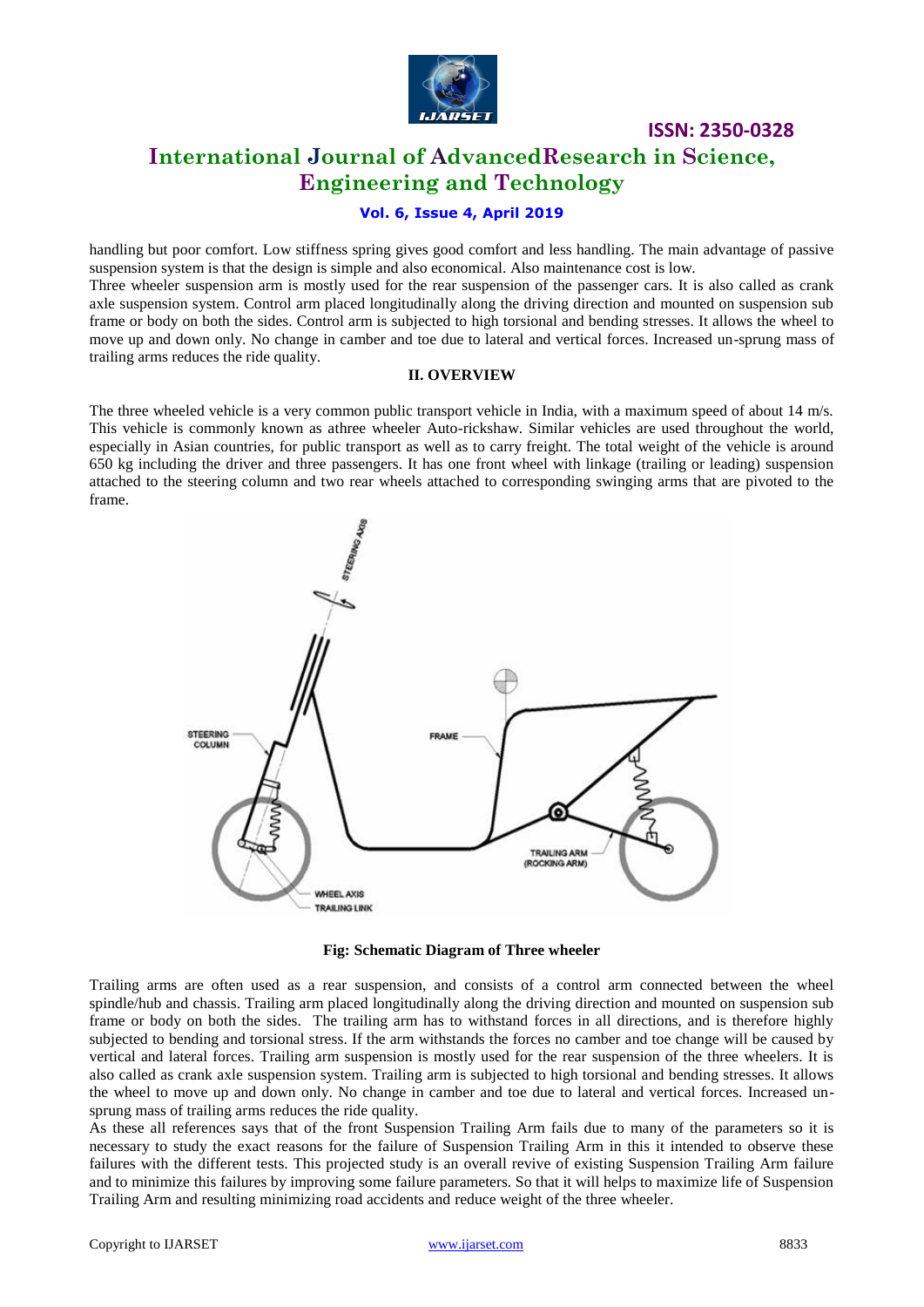handling but poor comfort. Low stiffness spring gives good comfort and less handling. The main advantage of passive suspension system is that the design is simple and also economical. Also maintenance cost is low.

Three wheeler suspension arm is mostly used for the rear suspension of the passenger cars. It is also called as crank axle suspension system. Control arm placed longitudinally along the driving direction and mounted on suspension sub frame or body on both the sides. Control arm is subjected to high torsional and bending stresses. It allows the wheel to move up and down only. No change in camber and toe due to lateral and vertical forces. Increased un-sprung mass of trailing arms reduces the ride quality.

## II. OVERVIEW

The three wheeled vehicle is a very common public transport vehicle in India, with a maximum speed of about 14 m/s. This vehicle is commonly known as athree wheeler Auto-rickshaw. Similar vehicles are used throughout the world, especially in Asian countries, for public transport as well as to carry freight. The total weight of the vehicle is around 650 kg including the driver and three passengers. It has one front wheel with linkage (trailing or leading) suspension attached to the steering column and two rear wheels attached to corresponding swinging arms that are pivoted to the frame.

**Fig: Schematic Diagram of Three wheeler**

Trailing arms are often used as a rear suspension, and consists of a control arm connected between the wheel spindle/hub and chassis. Trailing arm placed longitudinally along the driving direction and mounted on suspension sub frame or body on both the sides. The trailing arm has to withstand forces in all directions, and is therefore highly subjected to bending and torsional stress. If the arm withstands the forces no camber and toe change will be caused by vertical and lateral forces. Trailing arm suspension is mostly used for the rear suspension of the three wheelers. It is also called as crank axle suspension system. Trailing arm is subjected to high torsional and bending stresses. It allows the wheel to move up and down only. No change in camber and toe due to lateral and vertical forces. Increased un-sprung mass of trailing arms reduces the ride quality.

As these all references says that of the front Suspension Trailing Arm fails due to many of the parameters so it is necessary to study the exact reasons for the failure of Suspension Trailing Arm in this it intended to observe these failures with the different tests. This projected study is an overall revive of existing Suspension Trailing Arm failure and to minimize this failures by improving some failure parameters. So that it will helps to maximize life of Suspension Trailing Arm and resulting minimizing road accidents and reduce weight of the three wheeler.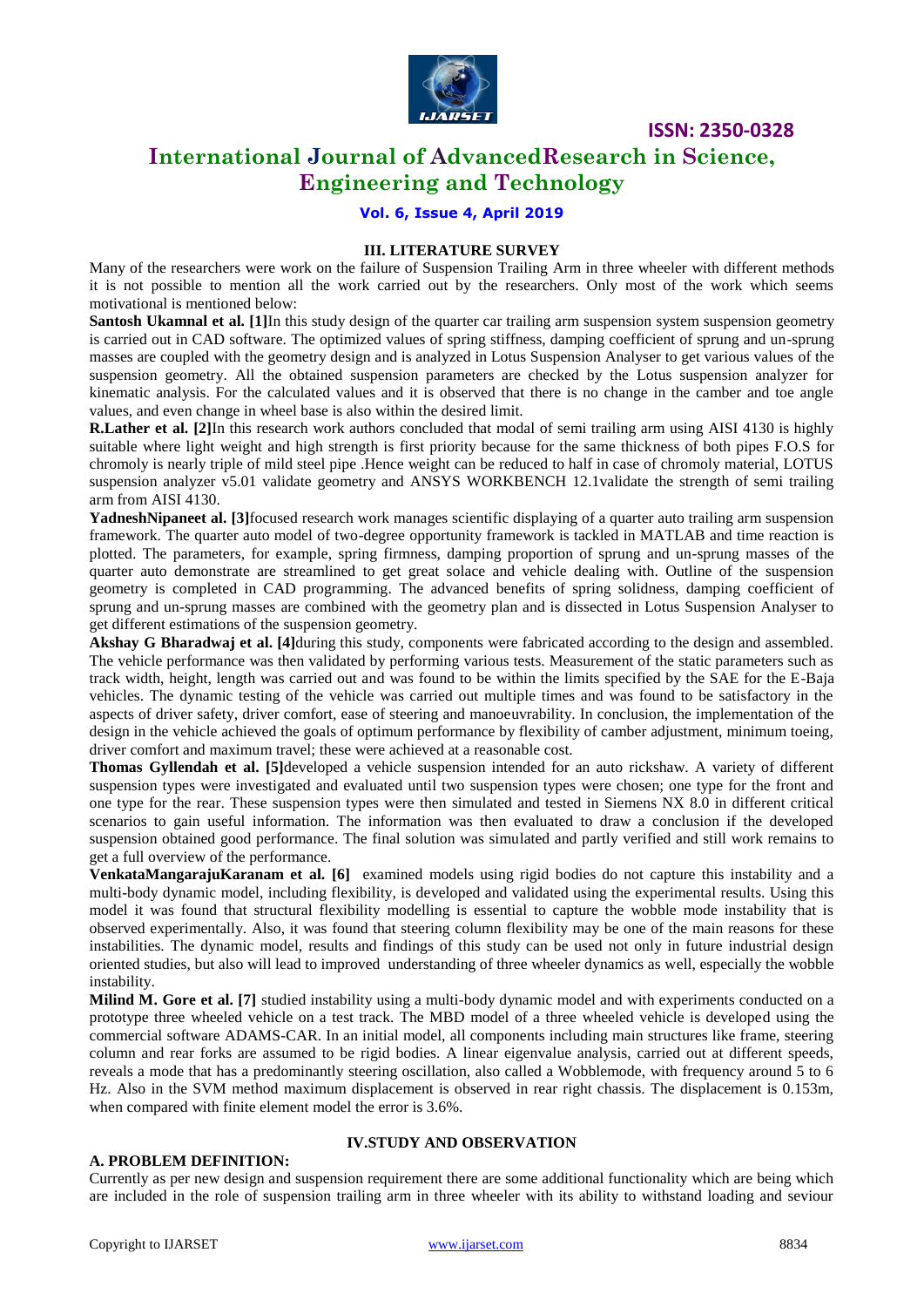### III. LITERATURE SURVEY

Many of the researchers were work on the failure of Suspension Trailing Arm in three wheeler with different methods it is not possible to mention all the work carried out by the researchers. Only most of the work which seems motivational is mentioned below:

**Santosh Ukamnal et al. [1]**In this study design of the quarter car trailing arm suspension system suspension geometry is carried out in CAD software. The optimized values of spring stiffness, damping coefficient of sprung and un-sprung masses are coupled with the geometry design and is analyzed in Lotus Suspension Analyser to get various values of the suspension geometry. All the obtained suspension parameters are checked by the Lotus suspension analyzer for kinematic analysis. For the calculated values and it is observed that there is no change in the camber and toe angle values, and even change in wheel base is also within the desired limit.

**R.Lather et al. [2]**In this research work authors concluded that modal of semi trailing arm using AISI 4130 is highly suitable where light weight and high strength is first priority because for the same thickness of both pipes F.O.S for chromoly is nearly triple of mild steel pipe .Hence weight can be reduced to half in case of chromoly material, LOTUS suspension analyzer v5.01 validate geometry and ANSYS WORKBENCH 12.1validate the strength of semi trailing arm from AISI 4130.

**YadneshNipaneet al. [3]**focused research work manages scientific displaying of a quarter auto trailing arm suspension framework. The quarter auto model of two-degree opportunity framework is tackled in MATLAB and time reaction is plotted. The parameters, for example, spring firmness, damping proportion of sprung and un-sprung masses of the quarter auto demonstrate are streamlined to get great solace and vehicle dealing with. Outline of the suspension geometry is completed in CAD programming. The advanced benefits of spring solidness, damping coefficient of sprung and un-sprung masses are combined with the geometry plan and is dissected in Lotus Suspension Analyser to get different estimations of the suspension geometry.

**Akshay G Bharadwaj et al. [4]**during this study, components were fabricated according to the design and assembled. The vehicle performance was then validated by performing various tests. Measurement of the static parameters such as track width, height, length was carried out and was found to be within the limits specified by the SAE for the E-Baja vehicles. The dynamic testing of the vehicle was carried out multiple times and was found to be satisfactory in the aspects of driver safety, driver comfort, ease of steering and manoeuvrability. In conclusion, the implementation of the design in the vehicle achieved the goals of optimum performance by flexibility of camber adjustment, minimum toeing, driver comfort and maximum travel; these were achieved at a reasonable cost.

**Thomas Gyllendah et al. [5]**developed a vehicle suspension intended for an auto rickshaw. A variety of different suspension types were investigated and evaluated until two suspension types were chosen; one type for the front and one type for the rear. These suspension types were then simulated and tested in Siemens NX 8.0 in different critical scenarios to gain useful information. The information was then evaluated to draw a conclusion if the developed suspension obtained good performance. The final solution was simulated and partly verified and still work remains to get a full overview of the performance.

**VenkataMangarajuKaranam et al. [6]** examined models using rigid bodies do not capture this instability and a multi-body dynamic model, including flexibility, is developed and validated using the experimental results. Using this model it was found that structural flexibility modelling is essential to capture the wobble mode instability that is observed experimentally. Also, it was found that steering column flexibility may be one of the main reasons for these instabilities. The dynamic model, results and findings of this study can be used not only in future industrial design oriented studies, but also will lead to improved understanding of three wheeler dynamics as well, especially the wobble instability.

**Milind M. Gore et al. [7]** studied instability using a multi-body dynamic model and with experiments conducted on a prototype three wheeled vehicle on a test track. The MBD model of a three wheeled vehicle is developed using the commercial software ADAMS-CAR. In an initial model, all components including main structures like frame, steering column and rear forks are assumed to be rigid bodies. A linear eigenvalue analysis, carried out at different speeds, reveals a mode that has a predominantly steering oscillation, also called a Wobblemode, with frequency around 5 to 6 Hz. Also in the SVM method maximum displacement is observed in rear right chassis. The displacement is 0.153m, when compared with finite element model the error is 3.6%.

### IV.STUDY AND OBSERVATION

#### A. PROBLEM DEFINITION:

Currently as per new design and suspension requirement there are some additional functionality which are being which are included in the role of suspension trailing arm in three wheeler with its ability to withstand loading and seviour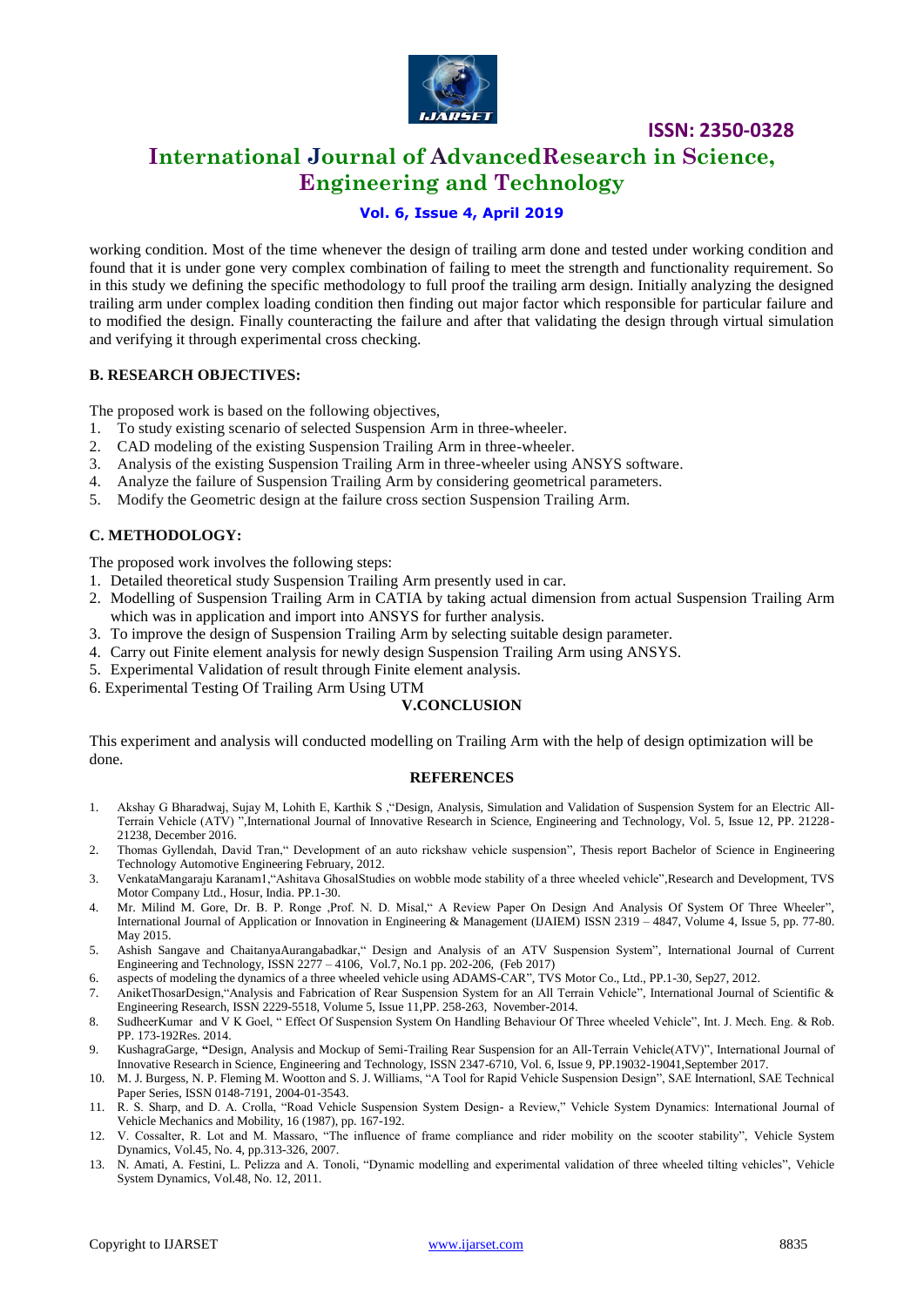working condition. Most of the time whenever the design of trailing arm done and tested under working condition and found that it is under gone very complex combination of failing to meet the strength and functionality requirement. So in this study we defining the specific methodology to full proof the trailing arm design. Initially analyzing the designed trailing arm under complex loading condition then finding out major factor which responsible for particular failure and to modified the design. Finally counteracting the failure and after that validating the design through virtual simulation and verifying it through experimental cross checking.

### B. RESEARCH OBJECTIVES:

The proposed work is based on the following objectives,

1. To study existing scenario of selected Suspension Arm in three-wheeler.
2. CAD modeling of the existing Suspension Trailing Arm in three-wheeler.
3. Analysis of the existing Suspension Trailing Arm in three-wheeler using ANSYS software.
4. Analyze the failure of Suspension Trailing Arm by considering geometrical parameters.
5. Modify the Geometric design at the failure cross section Suspension Trailing Arm.

### C. METHODOLOGY:

The proposed work involves the following steps:

1. Detailed theoretical study Suspension Trailing Arm presently used in car.
2. Modelling of Suspension Trailing Arm in CATIA by taking actual dimension from actual Suspension Trailing Arm which was in application and import into ANSYS for further analysis.
3. To improve the design of Suspension Trailing Arm by selecting suitable design parameter.
4. Carry out Finite element analysis for newly design Suspension Trailing Arm using ANSYS.
5. Experimental Validation of result through Finite element analysis.
6. Experimental Testing Of Trailing Arm Using UTM

## V.CONCLUSION

This experiment and analysis will conducted modelling on Trailing Arm with the help of design optimization will be done.

## REFERENCES

1. Akshay G Bharadwaj, Sujay M, Lohith E, Karthik S ,"Design, Analysis, Simulation and Validation of Suspension System for an Electric All-Terrain Vehicle (ATV) ",International Journal of Innovative Research in Science, Engineering and Technology, Vol. 5, Issue 12, PP. 21228-21238, December 2016.
2. Thomas Gyllendah, David Tran," Development of an auto rickshaw vehicle suspension", Thesis report Bachelor of Science in Engineering Technology Automotive Engineering February, 2012.
3. VenkataMangaraju Karanam1,"Ashitava GhosalStudies on wobble mode stability of a three wheeled vehicle",Research and Development, TVS Motor Company Ltd., Hosur, India. PP.1-30.
4. Mr. Milind M. Gore, Dr. B. P. Ronge ,Prof. N. D. Misal," A Review Paper On Design And Analysis Of System Of Three Wheeler", International Journal of Application or Innovation in Engineering & Management (IJAIEM) ISSN 2319 – 4847, Volume 4, Issue 5, pp. 77-80. May 2015.
5. Ashish Sangave and ChaitanyaAurangabadkar," Design and Analysis of an ATV Suspension System", International Journal of Current Engineering and Technology, ISSN 2277 – 4106, Vol.7, No.1 pp. 202-206, (Feb 2017)
6. aspects of modeling the dynamics of a three wheeled vehicle using ADAMS-CAR", TVS Motor Co., Ltd., PP.1-30, Sep27, 2012.
7. AniketThosarDesign,"Analysis and Fabrication of Rear Suspension System for an All Terrain Vehicle", International Journal of Scientific & Engineering Research, ISSN 2229-5518, Volume 5, Issue 11,PP. 258-263, November-2014.
8. SudheerKumar and V K Goel, " Effect Of Suspension System On Handling Behaviour Of Three wheeled Vehicle", Int. J. Mech. Eng. & Rob. PP. 173-192Res. 2014.
9. KushagraGarge, "Design, Analysis and Mockup of Semi-Trailing Rear Suspension for an All-Terrain Vehicle(ATV)", International Journal of Innovative Research in Science, Engineering and Technology, ISSN 2347-6710, Vol. 6, Issue 9, PP.19032-19041,September 2017.
10. M. J. Burgess, N. P. Fleming M. Wootton and S. J. Williams, "A Tool for Rapid Vehicle Suspension Design", SAE Internationl, SAE Technical Paper Series, ISSN 0148-7191, 2004-01-3543.
11. R. S. Sharp, and D. A. Crolla, "Road Vehicle Suspension System Design- a Review," Vehicle System Dynamics: International Journal of Vehicle Mechanics and Mobility, 16 (1987), pp. 167-192.
12. V. Cossalter, R. Lot and M. Massaro, "The influence of frame compliance and rider mobility on the scooter stability", Vehicle System Dynamics, Vol.45, No. 4, pp.313-326, 2007.
13. N. Amati, A. Festini, L. Pelizza and A. Tonoli, "Dynamic modelling and experimental validation of three wheeled tilting vehicles", Vehicle System Dynamics, Vol.48, No. 12, 2011.